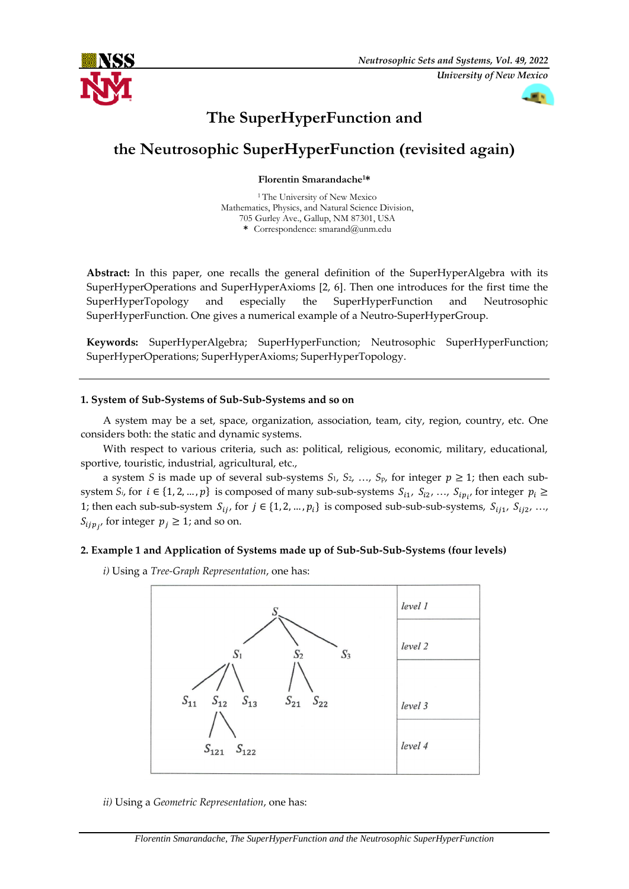# The SuperHyperFunction and the Neutrosophic SuperHyperFunction (revisited again)

**Florentin Smarandache[1]***

[1] The University of New Mexico
Mathematics, Physics, and Natural Science Division,
705 Gurley Ave., Gallup, NM 87301, USA
* Correspondence: smarand@unm.edu

**Abstract:** In this paper, one recalls the general definition of the SuperHyperAlgebra with its SuperHyperOperations and SuperHyperAxioms [2, 6]. Then one introduces for the first time the SuperHyperTopology and especially the SuperHyperFunction and Neutrosophic SuperHyperFunction. One gives a numerical example of a Neutro-SuperHyperGroup.

**Keywords:** SuperHyperAlgebra; SuperHyperFunction; Neutrosophic SuperHyperFunction; SuperHyperOperations; SuperHyperAxioms; SuperHyperTopology.

## 1. System of Sub-Systems of Sub-Sub-Systems and so on

A system may be a set, space, organization, association, team, city, region, country, etc. One considers both: the static and dynamic systems.

With respect to various criteria, such as: political, religious, economic, military, educational, sportive, touristic, industrial, agricultural, etc.,

a system $S$ is made up of several sub-systems $S_1$, $S_2$, …, $S_P$, for integer $p \geq 1$; then each sub-system $S_i$, for $i \in \{1, 2, \dots, p\}$ is composed of many sub-sub-systems $S_{i1}$, $S_{i2}$, …, $S_{ip_i}$, for integer $p_i \geq 1$; then each sub-sub-system $S_{ij}$, for $j \in \{1, 2, \dots, p_i\}$ is composed sub-sub-sub-systems, $S_{ij1}$, $S_{ij2}$, …, $S_{ijp_j}$, for integer $p_j \geq 1$; and so on.

## 2. Example 1 and Application of Systems made up of Sub-Sub-Sub-Systems (four levels)

*i)* Using a *Tree-Graph Representation*, one has:

| Tree | Level |
|---|---|
| $S$ | *level 1* |
| $S_1$, $S_2$, $S_3$ | *level 2* |
| $S_{11}$, $S_{12}$, $S_{13}$ (under $S_1$); $S_{21}$, $S_{22}$ (under $S_2$) | *level 3* |
| $S_{121}$, $S_{122}$ (under $S_{12}$) | *level 4* |

*ii)* Using a *Geometric Representation*, one has: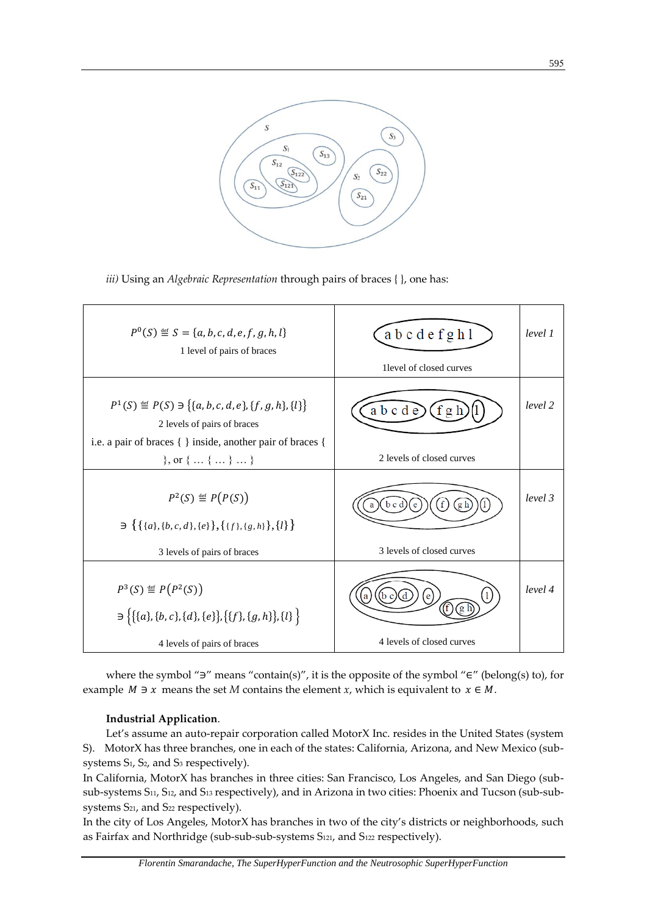*iii)* Using an *Algebraic Representation* through pairs of braces { }, one has:

| | | |
|---|---|---|
| $P^0(S) \stackrel{\text{def}}{=} S = \{a, b, c, d, e, f, g, h, l\}$ <br> 1 level of pairs of braces | 1level of closed curves | *level 1* |
| $P^1(S) \stackrel{\text{def}}{=} P(S) \ni \{\{a, b, c, d, e\}, \{f, g, h\}, \{l\}\}$ <br> 2 levels of pairs of braces <br> i.e. a pair of braces { } inside, another pair of braces { }, or { … { … } … } | 2 levels of closed curves | *level 2* |
| $P^2(S) \stackrel{\text{def}}{=} P(P(S))$ <br> $\ni \{\{\{a\}, \{b, c, d\}, \{e\}\}, \{\{f\}, \{g, h\}\}, \{l\}\}$ <br> 3 levels of pairs of braces | 3 levels of closed curves | *level 3* |
| $P^3(S) \stackrel{\text{def}}{=} P(P^2(S))$ <br> $\ni \{\{\{a\}, \{b, c\}, \{d\}, \{e\}\}, \{\{f\}, \{g, h\}\}, \{l\}\}$ <br> 4 levels of pairs of braces | 4 levels of closed curves | *level 4* |

where the symbol "∋" means "contain(s)", it is the opposite of the symbol "∈" (belong(s) to), for example $M \ni x$ means the set *M* contains the element *x*, which is equivalent to $x \in M$.

**Industrial Application**.

Let's assume an auto-repair corporation called MotorX Inc. resides in the United States (system S). MotorX has three branches, one in each of the states: California, Arizona, and New Mexico (sub-systems $S_1$, $S_2$, and $S_3$ respectively).

In California, MotorX has branches in three cities: San Francisco, Los Angeles, and San Diego (sub-sub-systems $S_{11}$, $S_{12}$, and $S_{13}$ respectively), and in Arizona in two cities: Phoenix and Tucson (sub-sub-systems $S_{21}$, and $S_{22}$ respectively).

In the city of Los Angeles, MotorX has branches in two of the city's districts or neighborhoods, such as Fairfax and Northridge (sub-sub-sub-systems $S_{121}$, and $S_{122}$ respectively).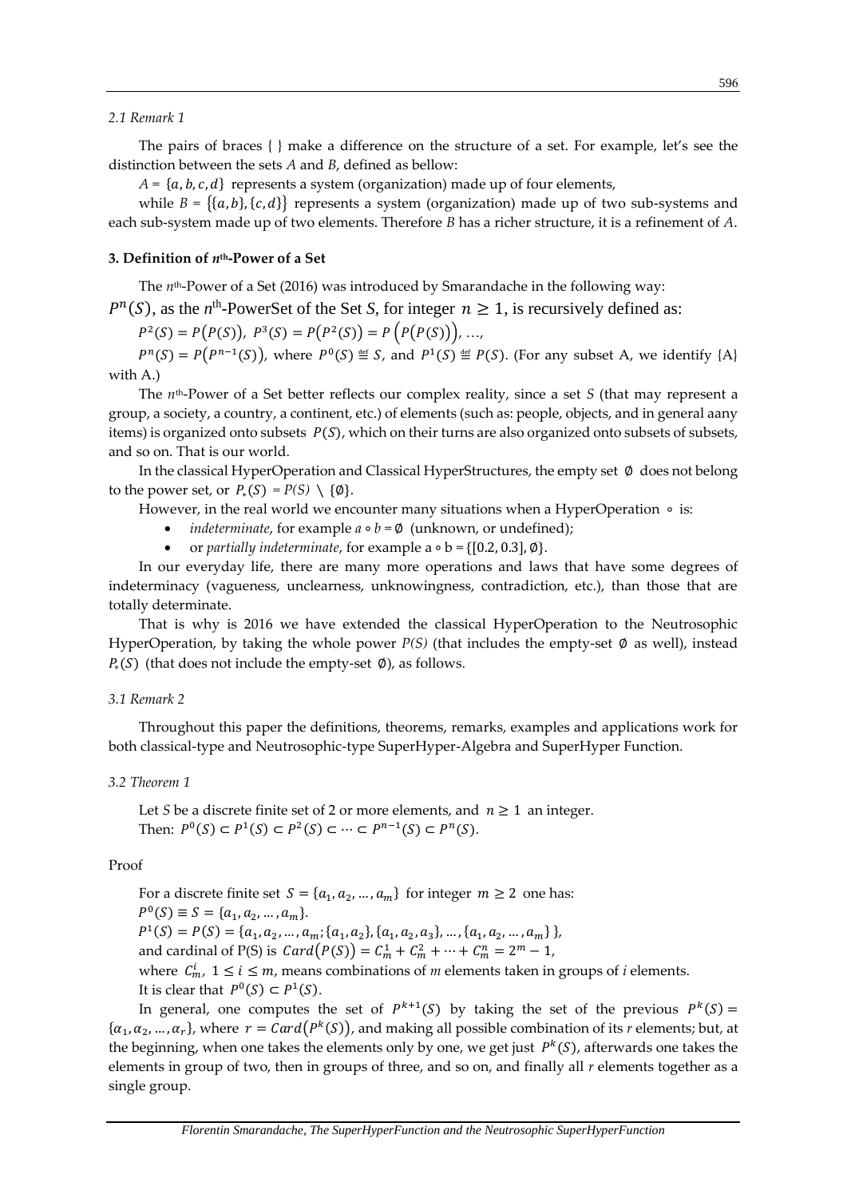*2.1 Remark 1*

The pairs of braces { } make a difference on the structure of a set. For example, let's see the distinction between the sets *A* and *B*, defined as bellow:

*A* = $\{a, b, c, d\}$ represents a system (organization) made up of four elements,

while *B* = $\{\{a, b\}, \{c, d\}\}$ represents a system (organization) made up of two sub-systems and each sub-system made up of two elements. Therefore *B* has a richer structure, it is a refinement of *A*.

**3. Definition of *n*th-Power of a Set**

The *n*th-Power of a Set (2016) was introduced by Smarandache in the following way:

$P^n(S)$, as the *n*th-PowerSet of the Set *S*, for integer $n \geq 1$, is recursively defined as:

$P^2(S) = P(P(S))$, $P^3(S) = P(P^2(S)) = P\left(P(P(S))\right)$, …,

$P^n(S) = P(P^{n-1}(S))$, where $P^0(S) \stackrel{\text{def}}{=} S$, and $P^1(S) \stackrel{\text{def}}{=} P(S)$. (For any subset A, we identify {A} with A.)

The *n*th-Power of a Set better reflects our complex reality, since a set *S* (that may represent a group, a society, a country, a continent, etc.) of elements (such as: people, objects, and in general aany items) is organized onto subsets $P(S)$, which on their turns are also organized onto subsets of subsets, and so on. That is our world.

In the classical HyperOperation and Classical HyperStructures, the empty set $\emptyset$ does not belong to the power set, or $P_*(S) = P(S) \setminus \{\emptyset\}$.

However, in the real world we encounter many situations when a HyperOperation $\circ$ is:

- *indeterminate*, for example $a \circ b = \emptyset$ (unknown, or undefined);
- or *partially indeterminate*, for example $a \circ b = \{[0.2, 0.3], \emptyset\}$.

In our everyday life, there are many more operations and laws that have some degrees of indeterminacy (vagueness, unclearness, unknowingness, contradiction, etc.), than those that are totally determinate.

That is why is 2016 we have extended the classical HyperOperation to the Neutrosophic HyperOperation, by taking the whole power *P(S)* (that includes the empty-set $\emptyset$ as well), instead $P_*(S)$ (that does not include the empty-set $\emptyset$), as follows.

*3.1 Remark 2*

Throughout this paper the definitions, theorems, remarks, examples and applications work for both classical-type and Neutrosophic-type SuperHyper-Algebra and SuperHyper Function.

*3.2 Theorem 1*

Let *S* be a discrete finite set of 2 or more elements, and $n \geq 1$ an integer.
Then: $P^0(S) \subset P^1(S) \subset P^2(S) \subset \cdots \subset P^{n-1}(S) \subset P^n(S)$.

Proof

For a discrete finite set $S = \{a_1, a_2, \ldots, a_m\}$ for integer $m \geq 2$ one has:

$P^0(S) \equiv S = \{a_1, a_2, \ldots, a_m\}$.

$P^1(S) = P(S) = \{a_1, a_2, \ldots, a_m; \{a_1, a_2\}, \{a_1, a_2, a_3\}, \ldots, \{a_1, a_2, \ldots, a_m\}\}$,

and cardinal of P(S) is $Card(P(S)) = C_m^1 + C_m^2 + \cdots + C_m^n = 2^m - 1$,

where $C_m^i$, $1 \leq i \leq m$, means combinations of *m* elements taken in groups of *i* elements.

It is clear that $P^0(S) \subset P^1(S)$.

In general, one computes the set of $P^{k+1}(S)$ by taking the set of the previous $P^k(S) = \{\alpha_1, \alpha_2, \ldots, \alpha_r\}$, where $r = Card(P^k(S))$, and making all possible combination of its *r* elements; but, at the beginning, when one takes the elements only by one, we get just $P^k(S)$, afterwards one takes the elements in group of two, then in groups of three, and so on, and finally all *r* elements together as a single group.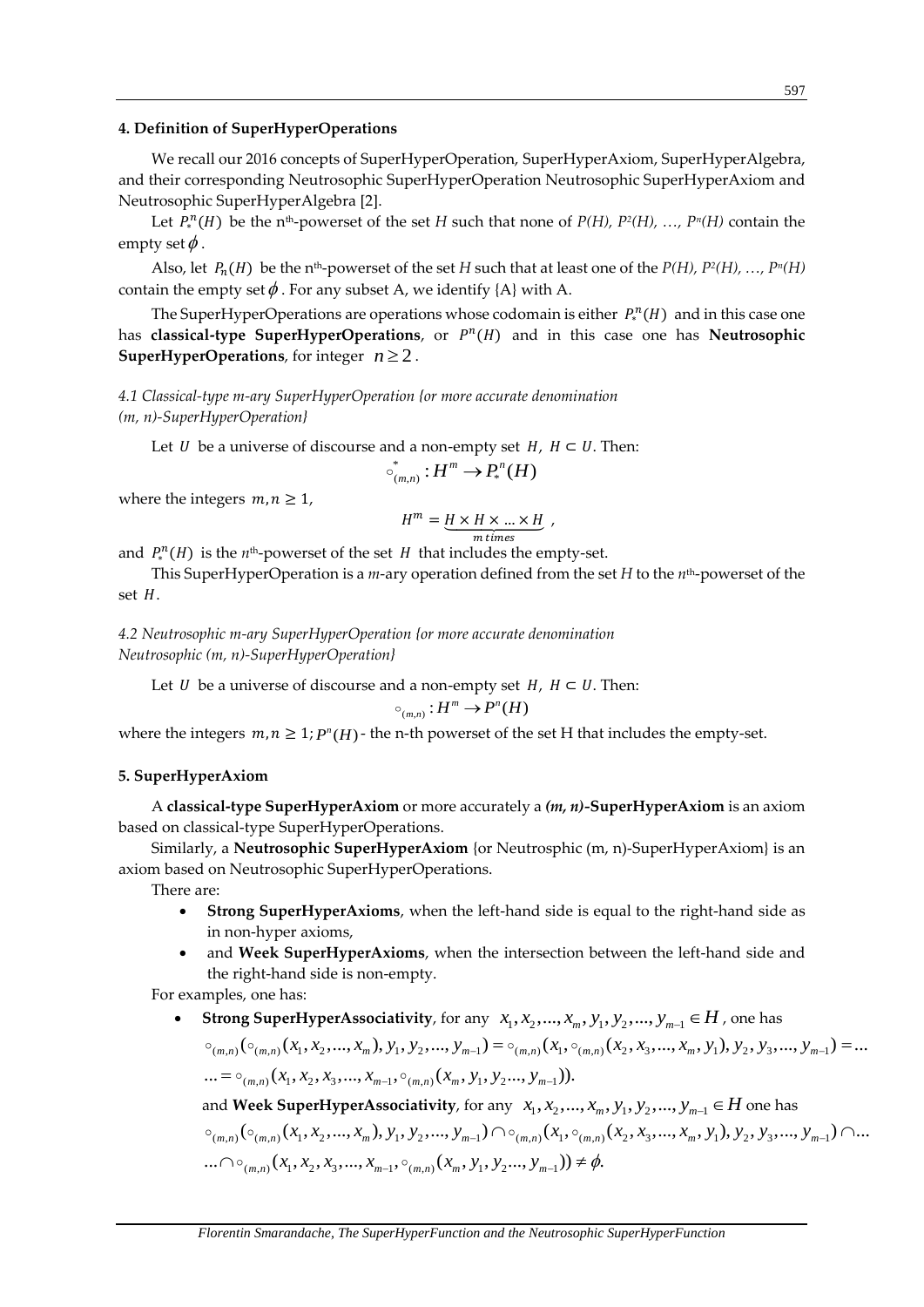## 4. Definition of SuperHyperOperations

We recall our 2016 concepts of SuperHyperOperation, SuperHyperAxiom, SuperHyperAlgebra, and their corresponding Neutrosophic SuperHyperOperation Neutrosophic SuperHyperAxiom and Neutrosophic SuperHyperAlgebra [2].

Let $P_*^n(H)$ be the n[th]-powerset of the set *H* such that none of *P(H), P²(H), …, Pⁿ(H)* contain the empty set $\phi$.

Also, let $P_n(H)$ be the n[th]-powerset of the set *H* such that at least one of the *P(H), P²(H), …, Pⁿ(H)* contain the empty set $\phi$. For any subset A, we identify {A} with A.

The SuperHyperOperations are operations whose codomain is either $P_*^n(H)$ and in this case one has **classical-type SuperHyperOperations**, or $P^n(H)$ and in this case one has **Neutrosophic SuperHyperOperations**, for integer $n \geq 2$.

*4.1 Classical-type m-ary SuperHyperOperation {or more accurate denomination (m, n)-SuperHyperOperation}*

Let $U$ be a universe of discourse and a non-empty set $H$, $H \subset U$. Then:

$$\circ_{(m,n)}^* : H^m \to P_*^n(H)$$

where the integers $m, n \geq 1$,

$$H^m = \underbrace{H \times H \times \ldots \times H}_{m\ times},$$

and $P_*^n(H)$ is the $n$[th]-powerset of the set $H$ that includes the empty-set.

This SuperHyperOperation is a *m*-ary operation defined from the set *H* to the *n*[th]-powerset of the set $H$.

*4.2 Neutrosophic m-ary SuperHyperOperation {or more accurate denomination Neutrosophic (m, n)-SuperHyperOperation}*

Let $U$ be a universe of discourse and a non-empty set $H$, $H \subset U$. Then:

$$\circ_{(m,n)} : H^m \to P^n(H)$$

where the integers $m, n \geq 1$; $P^n(H)$ - the n-th powerset of the set H that includes the empty-set.

## 5. SuperHyperAxiom

A **classical-type SuperHyperAxiom** or more accurately a ***(m, n)*-SuperHyperAxiom** is an axiom based on classical-type SuperHyperOperations.

Similarly, a **Neutrosophic SuperHyperAxiom** {or Neutrosphic (m, n)-SuperHyperAxiom} is an axiom based on Neutrosophic SuperHyperOperations.

There are:

- **Strong SuperHyperAxioms**, when the left-hand side is equal to the right-hand side as in non-hyper axioms,
- and **Week SuperHyperAxioms**, when the intersection between the left-hand side and the right-hand side is non-empty.

For examples, one has:

- **Strong SuperHyperAssociativity**, for any $x_1, x_2, \ldots, x_m, y_1, y_2, \ldots, y_{m-1} \in H$, one has

  $\circ_{(m,n)}(\circ_{(m,n)}(x_1, x_2, \ldots, x_m), y_1, y_2, \ldots, y_{m-1}) = \circ_{(m,n)}(x_1, \circ_{(m,n)}(x_2, x_3, \ldots, x_m, y_1), y_2, y_3, \ldots, y_{m-1}) = \ldots$
  $\ldots = \circ_{(m,n)}(x_1, x_2, x_3, \ldots, x_{m-1}, \circ_{(m,n)}(x_m, y_1, y_2 \ldots, y_{m-1})).$

  and **Week SuperHyperAssociativity**, for any $x_1, x_2, \ldots, x_m, y_1, y_2, \ldots, y_{m-1} \in H$ one has

  $\circ_{(m,n)}(\circ_{(m,n)}(x_1, x_2, \ldots, x_m), y_1, y_2, \ldots, y_{m-1}) \cap \circ_{(m,n)}(x_1, \circ_{(m,n)}(x_2, x_3, \ldots, x_m, y_1), y_2, y_3, \ldots, y_{m-1}) \cap \ldots$
  $\ldots \cap \circ_{(m,n)}(x_1, x_2, x_3, \ldots, x_{m-1}, \circ_{(m,n)}(x_m, y_1, y_2 \ldots, y_{m-1})) \neq \phi.$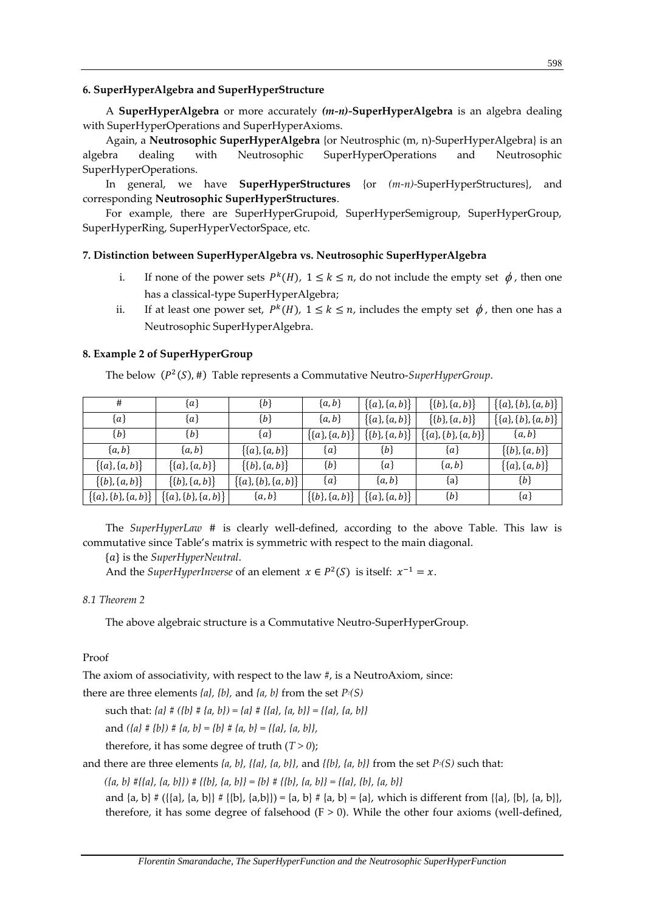### 6. SuperHyperAlgebra and SuperHyperStructure

A **SuperHyperAlgebra** or more accurately ***(m-n)*-SuperHyperAlgebra** is an algebra dealing with SuperHyperOperations and SuperHyperAxioms.

Again, a **Neutrosophic SuperHyperAlgebra** {or Neutrosphic (m, n)-SuperHyperAlgebra} is an algebra dealing with Neutrosophic SuperHyperOperations and Neutrosophic SuperHyperOperations.

In general, we have **SuperHyperStructures** {or *(m-n)*-SuperHyperStructures}, and corresponding **Neutrosophic SuperHyperStructures**.

For example, there are SuperHyperGrupoid, SuperHyperSemigroup, SuperHyperGroup, SuperHyperRing, SuperHyperVectorSpace, etc.

### 7. Distinction between SuperHyperAlgebra vs. Neutrosophic SuperHyperAlgebra

i. If none of the power sets $P^k(H)$, $1 \leq k \leq n$, do not include the empty set $\phi$, then one has a classical-type SuperHyperAlgebra;

ii. If at least one power set, $P^k(H)$, $1 \leq k \leq n$, includes the empty set $\phi$, then one has a Neutrosophic SuperHyperAlgebra.

### 8. Example 2 of SuperHyperGroup

The below $(P^2(S), \#)$ Table represents a Commutative Neutro-*SuperHyperGroup*.

| # | $\{a\}$ | $\{b\}$ | $\{a,b\}$ | $\{\{a\},\{a,b\}\}$ | $\{\{b\},\{a,b\}\}$ | $\{\{a\},\{b\},\{a,b\}\}$ |
|---|---|---|---|---|---|---|
| $\{a\}$ | $\{a\}$ | $\{b\}$ | $\{a,b\}$ | $\{\{a\},\{a,b\}\}$ | $\{\{b\},\{a,b\}\}$ | $\{\{a\},\{b\},\{a,b\}\}$ |
| $\{b\}$ | $\{b\}$ | $\{a\}$ | $\{\{a\},\{a,b\}\}$ | $\{\{b\},\{a,b\}\}$ | $\{\{a\},\{b\},\{a,b\}\}$ | $\{a,b\}$ |
| $\{a,b\}$ | $\{a,b\}$ | $\{\{a\},\{a,b\}\}$ | $\{a\}$ | $\{b\}$ | $\{a\}$ | $\{\{b\},\{a,b\}\}$ |
| $\{\{a\},\{a,b\}\}$ | $\{\{a\},\{a,b\}\}$ | $\{\{b\},\{a,b\}\}$ | $\{b\}$ | $\{a\}$ | $\{a,b\}$ | $\{\{a\},\{a,b\}\}$ |
| $\{\{b\},\{a,b\}\}$ | $\{\{b\},\{a,b\}\}$ | $\{\{a\},\{b\},\{a,b\}\}$ | $\{a\}$ | $\{a,b\}$ | $\{a\}$ | $\{b\}$ |
| $\{\{a\},\{b\},\{a,b\}\}$ | $\{\{a\},\{b\},\{a,b\}\}$ | $\{a,b\}$ | $\{\{b\},\{a,b\}\}$ | $\{\{a\},\{a,b\}\}$ | $\{b\}$ | $\{a\}$ |

The *SuperHyperLaw* # is clearly well-defined, according to the above Table. This law is commutative since Table's matrix is symmetric with respect to the main diagonal.

$\{a\}$ is the *SuperHyperNeutral*.

And the *SuperHyperInverse* of an element $x \in P^2(S)$ is itself: $x^{-1} = x$.

#### *8.1 Theorem 2*

The above algebraic structure is a Commutative Neutro-SuperHyperGroup.

Proof

The axiom of associativity, with respect to the law #, is a NeutroAxiom, since:

there are three elements *{a}, {b},* and *{a, b}* from the set $P^2(S)$

such that: *{a} # ({b} # {a, b}) = {a} # {{a}, {a, b}} = {{a}, {a, b}}*

and *({a} # {b}) # {a, b} = {b} # {a, b} = {{a}, {a, b}},*

therefore, it has some degree of truth ($T > 0$);

and there are three elements *{a, b}, {{a}, {a, b}},* and *{{b}, {a, b}}* from the set $P^2(S)$ such that:

*({a, b} #{{a}, {a, b}}) # {{b}, {a, b}} = {b} # {{b}, {a, b}} = {{a}, {b}, {a, b}}*

and {a, b} # ({{a}, {a, b}} # {{b}, {a,b}}) = {a, b} # {a, b} = {a}, which is different from {{a}, {b}, {a, b}}, therefore, it has some degree of falsehood ($F > 0$). While the other four axioms (well-defined,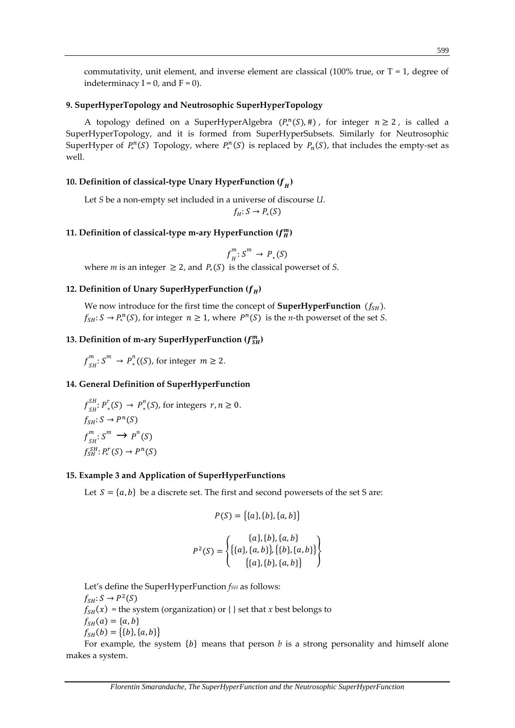commutativity, unit element, and inverse element are classical (100% true, or T = 1, degree of indeterminacy I = 0, and F = 0).

### 9. SuperHyperTopology and Neutrosophic SuperHyperTopology

A topology defined on a SuperHyperAlgebra $(P_*^n(S), \#)$, for integer $n \geq 2$, is called a SuperHyperTopology, and it is formed from SuperHyperSubsets. Similarly for Neutrosophic SuperHyper of $P_*^n(S)$ Topology, where $P_*^n(S)$ is replaced by $P_n(S)$, that includes the empty-set as well.

### 10. Definition of classical-type Unary HyperFunction ($f_H$)

Let *S* be a non-empty set included in a universe of discourse *U*.

$$f_H: S \to P_*(S)$$

### 11. Definition of classical-type m-ary HyperFunction ($f_H^m$)

$$f_H^m: S^m \to P_*(S)$$

where *m* is an integer $\geq 2$, and $P_*(S)$ is the classical powerset of *S*.

### 12. Definition of Unary SuperHyperFunction ($f_H$)

We now introduce for the first time the concept of **SuperHyperFunction** ($f_{SH}$).

$f_{SH}: S \to P_*^n(S)$, for integer $n \geq 1$, where $P^n(S)$ is the *n*-th powerset of the set *S*.

### 13. Definition of m-ary SuperHyperFunction ($f_{SH}^m$)

$f_{SH}^m: S^m \to P_*^n((S)$, for integer $m \geq 2$.

### 14. General Definition of SuperHyperFunction

$f_{SH}^{SH}: P_*^r(S) \to P_*^n(S)$, for integers $r, n \geq 0$.

$f_{SH}: S \to P^n(S)$

$f_{SH}^m: S^m \to P^n(S)$

$f_{SH}^{SH}: P_*^r(S) \to P^n(S)$

### 15. Example 3 and Application of SuperHyperFunctions

Let $S = \{a, b\}$ be a discrete set. The first and second powersets of the set S are:

$$P(S) = \{\{a\}, \{b\}, \{a, b\}\}$$

$$P^2(S) = \left\{ \begin{array}{c} \{a\}, \{b\}, \{a, b\} \\ \{\{a\}, \{a, b\}\}, \{\{b\}, \{a, b\}\} \\ \{\{a\}, \{b\}, \{a, b\}\} \end{array} \right\}$$

Let's define the SuperHyperFunction $f_{SH}$ as follows:

$f_{SH}: S \to P^2(S)$

$f_{SH}(x)$ = the system (organization) or { } set that *x* best belongs to

$f_{SH}(a) = \{a, b\}$

$f_{SH}(b) = \{\{b\}, \{a, b\}\}$

For example, the system $\{b\}$ means that person *b* is a strong personality and himself alone makes a system.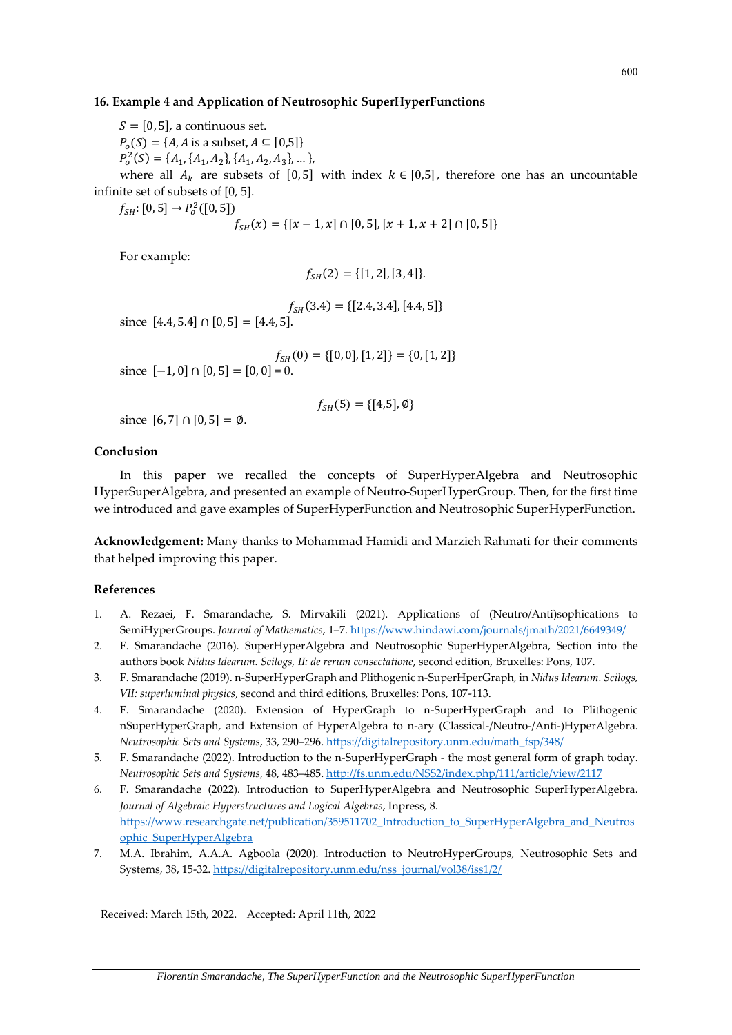### 16. Example 4 and Application of Neutrosophic SuperHyperFunctions

$S = [0, 5]$, a continuous set.

$P_o(S) = \{A, A \text{ is a subset}, A \subseteq [0,5]\}$

$P_o^2(S) = \{A_1, \{A_1, A_2\}, \{A_1, A_2, A_3\}, \ldots\}$,

where all $A_k$ are subsets of $[0,5]$ with index $k \in [0,5]$, therefore one has an uncountable infinite set of subsets of [0, 5].

$f_{SH}: [0, 5] \to P_o^2([0, 5])$

$$f_{SH}(x) = \{[x - 1, x] \cap [0, 5], [x + 1, x + 2] \cap [0, 5]\}$$

For example:

$$f_{SH}(2) = \{[1, 2], [3, 4]\}.$$

$$f_{SH}(3.4) = \{[2.4, 3.4], [4.4, 5]\}$$

since $[4.4, 5.4] \cap [0, 5] = [4.4, 5]$.

$$f_{SH}(0) = \{[0, 0], [1, 2]\} = \{0, [1, 2]\}$$

since $[-1, 0] \cap [0, 5] = [0, 0] = 0$.

$$f_{SH}(5) = \{[4,5], \emptyset\}$$

since $[6, 7] \cap [0, 5] = \emptyset$.

### Conclusion

In this paper we recalled the concepts of SuperHyperAlgebra and Neutrosophic HyperSuperAlgebra, and presented an example of Neutro-SuperHyperGroup. Then, for the first time we introduced and gave examples of SuperHyperFunction and Neutrosophic SuperHyperFunction.

**Acknowledgement:** Many thanks to Mohammad Hamidi and Marzieh Rahmati for their comments that helped improving this paper.

### References

1. A. Rezaei, F. Smarandache, S. Mirvakili (2021). Applications of (Neutro/Anti)sophications to SemiHyperGroups. *Journal of Mathematics*, 1–7. https://www.hindawi.com/journals/jmath/2021/6649349/
2. F. Smarandache (2016). SuperHyperAlgebra and Neutrosophic SuperHyperAlgebra, Section into the authors book *Nidus Idearum. Scilogs, II: de rerum consectatione*, second edition, Bruxelles: Pons, 107.
3. F. Smarandache (2019). n-SuperHyperGraph and Plithogenic n-SuperHperGraph, in *Nidus Idearum. Scilogs, VII: superluminal physics*, second and third editions, Bruxelles: Pons, 107-113.
4. F. Smarandache (2020). Extension of HyperGraph to n-SuperHyperGraph and to Plithogenic nSuperHyperGraph, and Extension of HyperAlgebra to n-ary (Classical-/Neutro-/Anti-)HyperAlgebra. *Neutrosophic Sets and Systems*, 33, 290–296. https://digitalrepository.unm.edu/math_fsp/348/
5. F. Smarandache (2022). Introduction to the n-SuperHyperGraph - the most general form of graph today. *Neutrosophic Sets and Systems*, 48, 483–485. http://fs.unm.edu/NSS2/index.php/111/article/view/2117
6. F. Smarandache (2022). Introduction to SuperHyperAlgebra and Neutrosophic SuperHyperAlgebra. *Journal of Algebraic Hyperstructures and Logical Algebras*, Inpress, 8. https://www.researchgate.net/publication/359511702_Introduction_to_SuperHyperAlgebra_and_Neutrosophic_SuperHyperAlgebra
7. M.A. Ibrahim, A.A.A. Agboola (2020). Introduction to NeutroHyperGroups, Neutrosophic Sets and Systems, 38, 15-32. https://digitalrepository.unm.edu/nss_journal/vol38/iss1/2/

Received: March 15th, 2022. Accepted: April 11th, 2022